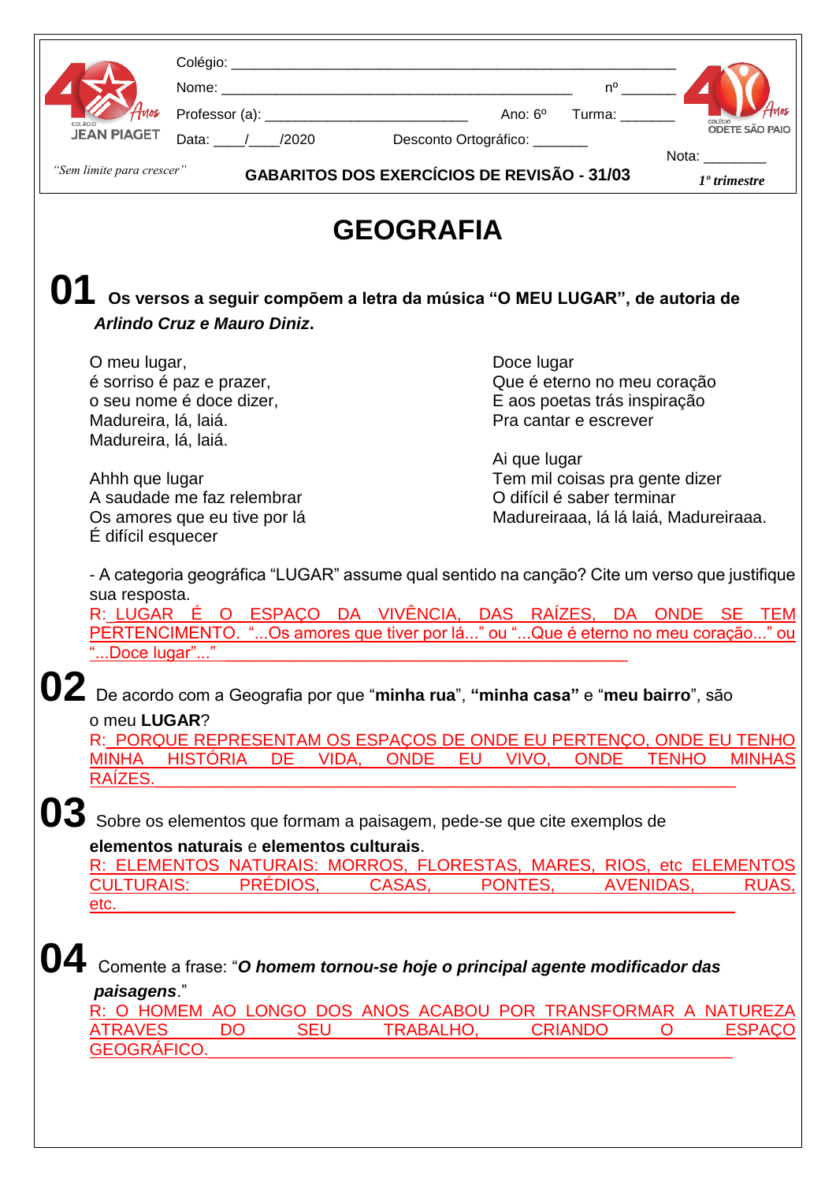Colégio: ______________________________________________________

Nome: ____________________________________________ nº ______

Professor (a): _________________________ Ano: 6º Turma: _______

Data: ____/____/2020 Desconto Ortográfico: _______

Nota: ________

COLÉGIO JEAN PIAGET — "Sem limite para crescer"

COLÉGIO ODETE SÃO PAIO

**GABARITOS DOS EXERCÍCIOS DE REVISÃO - 31/03**

***1º trimestre***

# GEOGRAFIA

**01** **Os versos a seguir compõem a letra da música "O MEU LUGAR", de autoria de *Arlindo Cruz e Mauro Diniz*.**

O meu lugar,
é sorriso é paz e prazer,
o seu nome é doce dizer,
Madureira, lá, laiá.
Madureira, lá, laiá.

Ahhh que lugar
A saudade me faz relembrar
Os amores que eu tive por lá
É difícil esquecer

Doce lugar
Que é eterno no meu coração
E aos poetas trás inspiração
Pra cantar e escrever

Ai que lugar
Tem mil coisas pra gente dizer
O difícil é saber terminar
Madureiraaa, lá lá laiá, Madureiraaa.

- A categoria geográfica "LUGAR" assume qual sentido na canção? Cite um verso que justifique sua resposta.

R: LUGAR É O ESPAÇO DA VIVÊNCIA, DAS RAÍZES, DA ONDE SE TEM PERTENCIMENTO. "...Os amores que tiver por lá..." ou "...Que é eterno no meu coração..." ou "...Doce lugar"..."

**02** De acordo com a Geografia por que "**minha rua**", **"minha casa"** e "**meu bairro**", são o meu **LUGAR**?

R: PORQUE REPRESENTAM OS ESPAÇOS DE ONDE EU PERTENÇO, ONDE EU TENHO MINHA HISTÓRIA DE VIDA, ONDE EU VIVO, ONDE TENHO MINHAS RAÍZES.

**03** Sobre os elementos que formam a paisagem, pede-se que cite exemplos de **elementos naturais** e **elementos culturais**.

R: ELEMENTOS NATURAIS: MORROS, FLORESTAS, MARES, RIOS, etc ELEMENTOS CULTURAIS: PRÉDIOS, CASAS, PONTES, AVENIDAS, RUAS, etc.

**04** Comente a frase: "***O homem tornou-se hoje o principal agente modificador das paisagens***."

R: O HOMEM AO LONGO DOS ANOS ACABOU POR TRANSFORMAR A NATUREZA ATRAVES DO SEU TRABALHO, CRIANDO O ESPAÇO GEOGRÁFICO.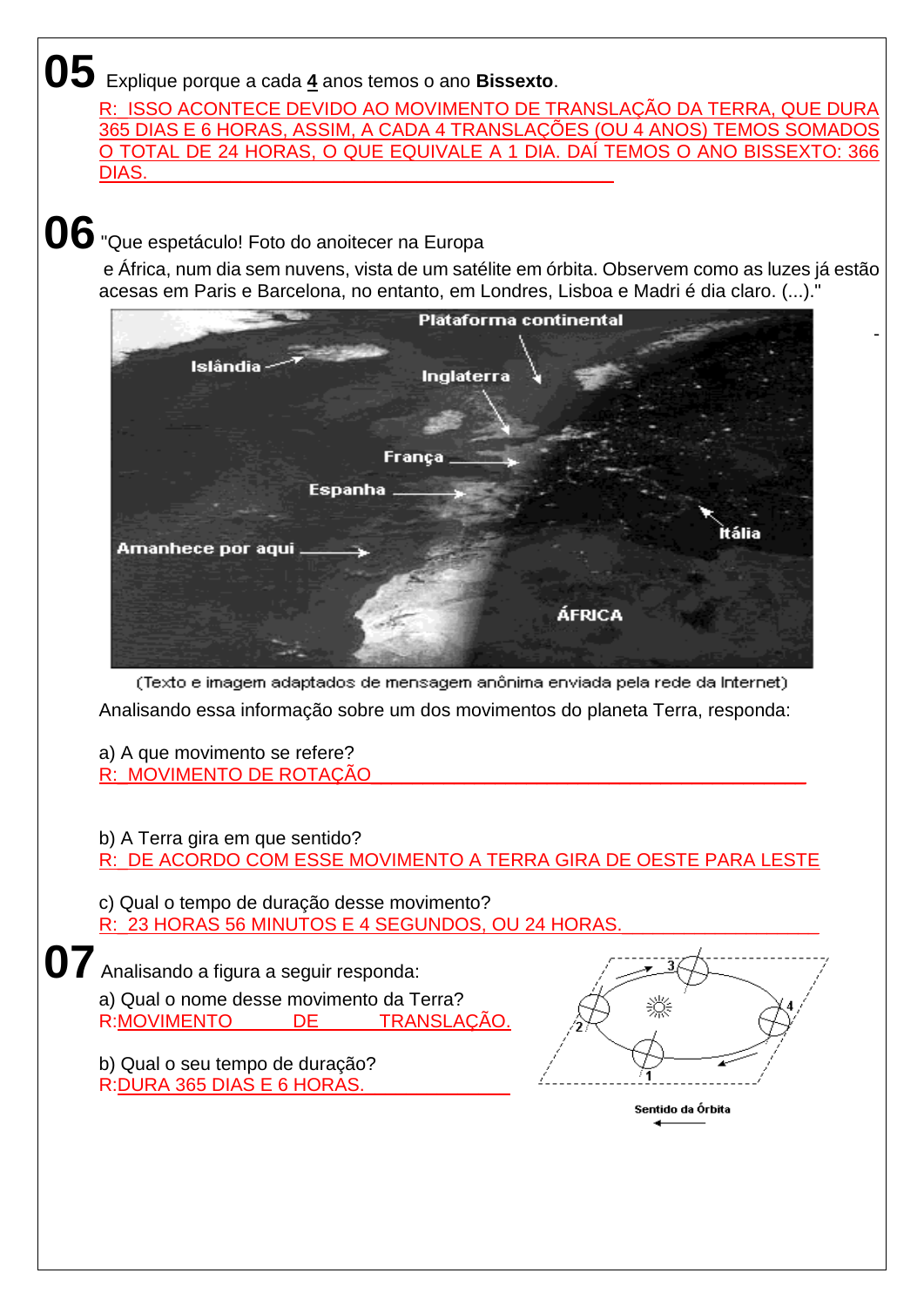**05** Explique porque a cada **4** anos temos o ano **Bissexto**.

R: ISSO ACONTECE DEVIDO AO MOVIMENTO DE TRANSLAÇÃO DA TERRA, QUE DURA 365 DIAS E 6 HORAS, ASSIM, A CADA 4 TRANSLAÇÕES (OU 4 ANOS) TEMOS SOMADOS O TOTAL DE 24 HORAS, O QUE EQUIVALE A 1 DIA. DAÍ TEMOS O ANO BISSEXTO: 366 DIAS.

**06** "Que espetáculo! Foto do anoitecer na Europa e África, num dia sem nuvens, vista de um satélite em órbita. Observem como as luzes já estão acesas em Paris e Barcelona, no entanto, em Londres, Lisboa e Madri é dia claro. (...)."

(Texto e imagem adaptados de mensagem anônima enviada pela rede da Internet)

Analisando essa informação sobre um dos movimentos do planeta Terra, responda:

a) A que movimento se refere?
R: MOVIMENTO DE ROTAÇÃO

b) A Terra gira em que sentido?
R: DE ACORDO COM ESSE MOVIMENTO A TERRA GIRA DE OESTE PARA LESTE

c) Qual o tempo de duração desse movimento?
R: 23 HORAS 56 MINUTOS E 4 SEGUNDOS, OU 24 HORAS.

**07** Analisando a figura a seguir responda:

a) Qual o nome desse movimento da Terra?
R: MOVIMENTO DE TRANSLAÇÃO.

b) Qual o seu tempo de duração?
R: DURA 365 DIAS E 6 HORAS.

Sentido da Órbita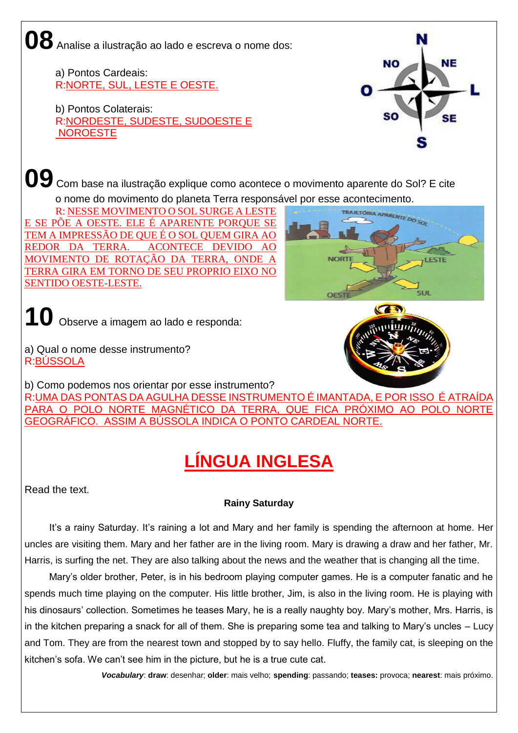**08** Analise a ilustração ao lado e escreva o nome dos:

a) Pontos Cardeais:
R:NORTE, SUL, LESTE E OESTE.

b) Pontos Colaterais:
R:NORDESTE, SUDESTE, SUDOESTE E NOROESTE

**09** Com base na ilustração explique como acontece o movimento aparente do Sol? E cite o nome do movimento do planeta Terra responsável por esse acontecimento.

R: NESSE MOVIMENTO O SOL SURGE A LESTE E SE PÕE A OESTE. ELE É APARENTE PORQUE SE TEM A IMPRESSÃO DE QUE É O SOL QUEM GIRA AO REDOR DA TERRA. ACONTECE DEVIDO AO MOVIMENTO DE ROTAÇÃO DA TERRA, ONDE A TERRA GIRA EM TORNO DE SEU PROPRIO EIXO NO SENTIDO OESTE-LESTE.

**10** Observe a imagem ao lado e responda:

a) Qual o nome desse instrumento?
R:BÚSSOLA

b) Como podemos nos orientar por esse instrumento?
R:UMA DAS PONTAS DA AGULHA DESSE INSTRUMENTO É IMANTADA, E POR ISSO É ATRAÍDA PARA O POLO NORTE MAGNÉTICO DA TERRA, QUE FICA PRÓXIMO AO POLO NORTE GEOGRÁFICO. ASSIM A BÚSSOLA INDICA O PONTO CARDEAL NORTE.

# LÍNGUA INGLESA

Read the text.

**Rainy Saturday**

It's a rainy Saturday. It's raining a lot and Mary and her family is spending the afternoon at home. Her uncles are visiting them. Mary and her father are in the living room. Mary is drawing a draw and her father, Mr. Harris, is surfing the net. They are also talking about the news and the weather that is changing all the time.

Mary's older brother, Peter, is in his bedroom playing computer games. He is a computer fanatic and he spends much time playing on the computer. His little brother, Jim, is also in the living room. He is playing with his dinosaurs' collection. Sometimes he teases Mary, he is a really naughty boy. Mary's mother, Mrs. Harris, is in the kitchen preparing a snack for all of them. She is preparing some tea and talking to Mary's uncles – Lucy and Tom. They are from the nearest town and stopped by to say hello. Fluffy, the family cat, is sleeping on the kitchen's sofa. We can't see him in the picture, but he is a true cute cat.

***Vocabulary***: **draw**: desenhar; **older**: mais velho; **spending**: passando; **teases:** provoca; **nearest**: mais próximo.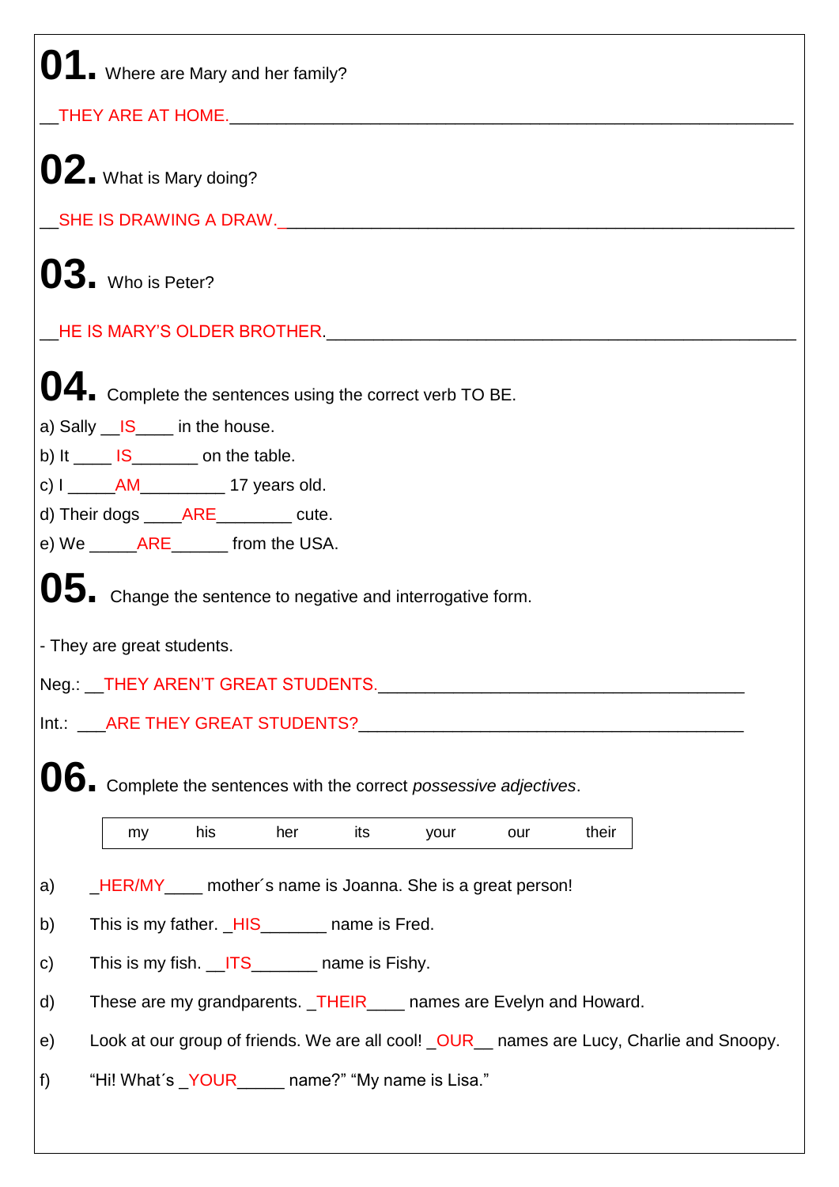**01.** Where are Mary and her family?

__THEY ARE AT HOME.____________________________________________________________

**02.** What is Mary doing?

__SHE IS DRAWING A DRAW._______________________________________________________

**03.** Who is Peter?

__HE IS MARY'S OLDER BROTHER.__________________________________________________

**04.** Complete the sentences using the correct verb TO BE.

a) Sally __IS____ in the house.

b) It ____ IS_______ on the table.

c) I _____AM_________ 17 years old.

d) Their dogs ____ARE________ cute.

e) We _____ARE______ from the USA.

**05.** Change the sentence to negative and interrogative form.

- They are great students.

Neg.: __THEY AREN'T GREAT STUDENTS._______________________________________

Int.: ___ARE THEY GREAT STUDENTS?_________________________________________

**06.** Complete the sentences with the correct *possessive adjectives*.

| my | his | her | its | your | our | their |
|---|---|---|---|---|---|---|

a) _HER/MY____ mother´s name is Joanna. She is a great person!

b) This is my father. _HIS_______ name is Fred.

c) This is my fish. __ITS_______ name is Fishy.

d) These are my grandparents. _THEIR____ names are Evelyn and Howard.

e) Look at our group of friends. We are all cool! _OUR__ names are Lucy, Charlie and Snoopy.

f) "Hi! What´s _YOUR_____ name?" "My name is Lisa."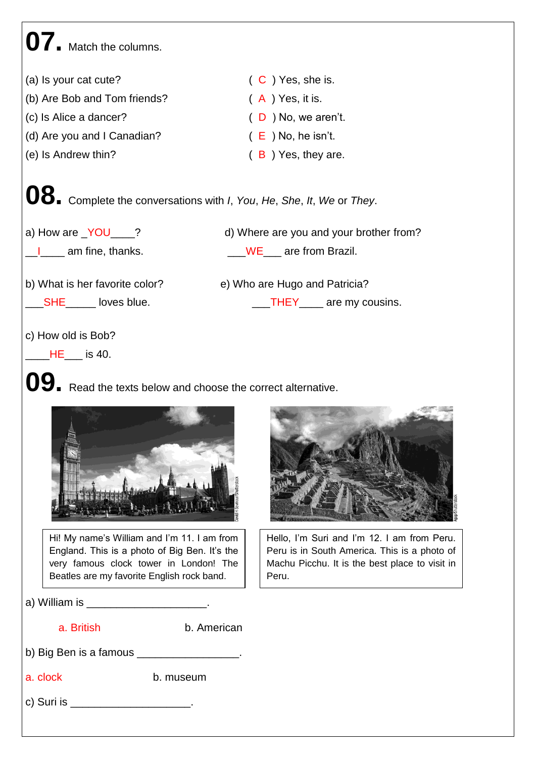# 07. Match the columns.

(a) Is your cat cute? ( C ) Yes, she is.

(b) Are Bob and Tom friends? ( A ) Yes, it is.

(c) Is Alice a dancer? ( D ) No, we aren't.

(d) Are you and I Canadian? ( E ) No, he isn't.

(e) Is Andrew thin? ( B ) Yes, they are.

# 08. Complete the conversations with *I*, *You*, *He*, *She*, *It*, *We* or *They*.

a) How are _YOU____?
__I____ am fine, thanks.

b) What is her favorite color?
___SHE_____ loves blue.

c) How old is Bob?
____HE___ is 40.

d) Where are you and your brother from?
___WE___ are from Brazil.

e) Who are Hugo and Patricia?
___THEY____ are my cousins.

# 09. Read the texts below and choose the correct alternative.

David H Seymour/Shutterstock

Hi! My name's William and I'm 11. I am from England. This is a photo of Big Ben. It's the very famous clock tower in London! The Beatles are my favorite English rock band.

Ajapi/Shutterstock

Hello, I'm Suri and I'm 12. I am from Peru. Peru is in South America. This is a photo of Machu Picchu. It is the best place to visit in Peru.

a) William is ____________________.

a. British b. American

b) Big Ben is a famous ________________.

a. clock b. museum

c) Suri is ____________________.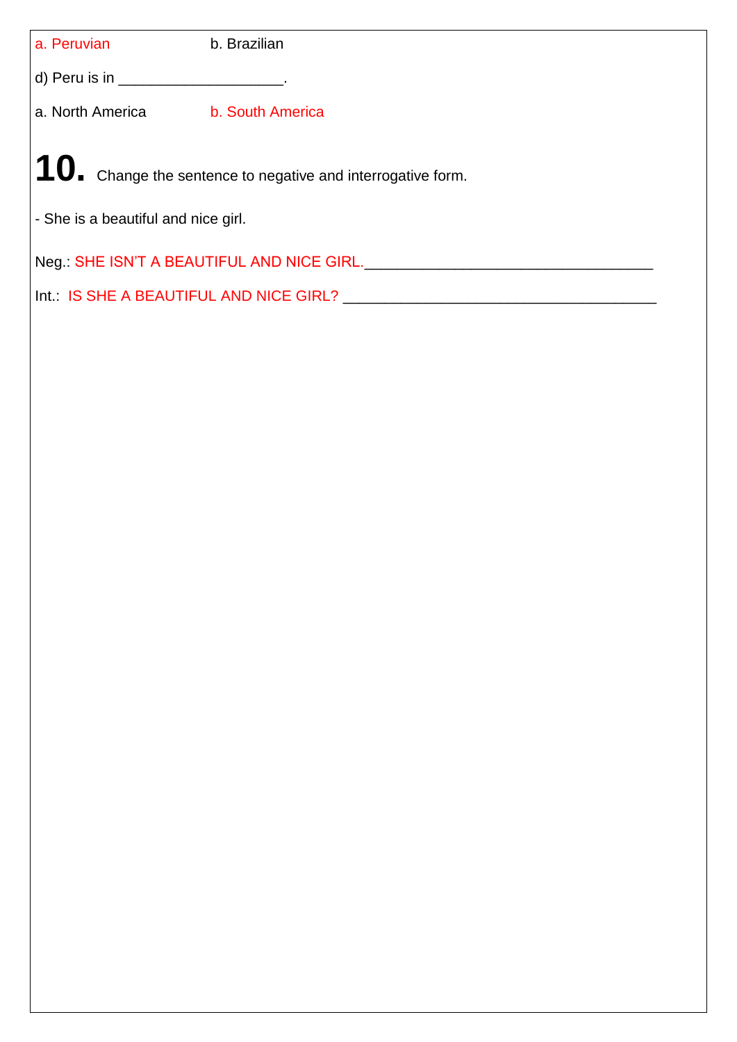a. Peruvian b. Brazilian

d) Peru is in ____________________.

a. North America b. South America

## 10. Change the sentence to negative and interrogative form.

- She is a beautiful and nice girl.

Neg.: SHE ISN'T A BEAUTIFUL AND NICE GIRL.___________________________________

Int.: IS SHE A BEAUTIFUL AND NICE GIRL? ______________________________________